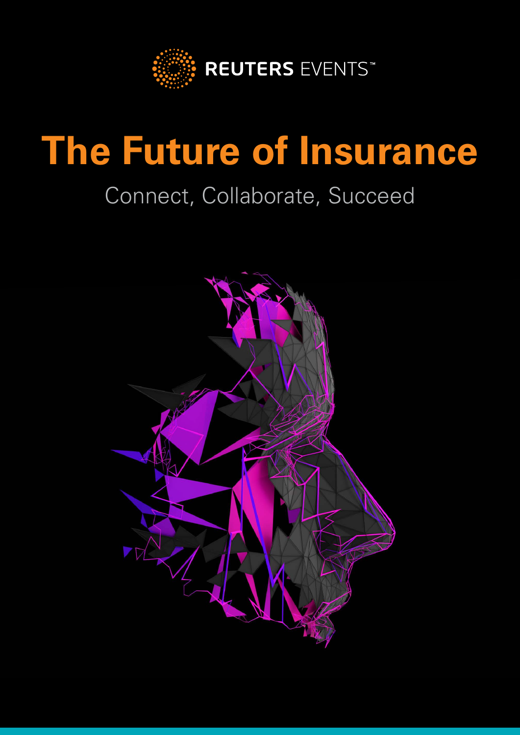REUTERS EVENTS™

# The Future of Insurance

Connect, Collaborate, Succeed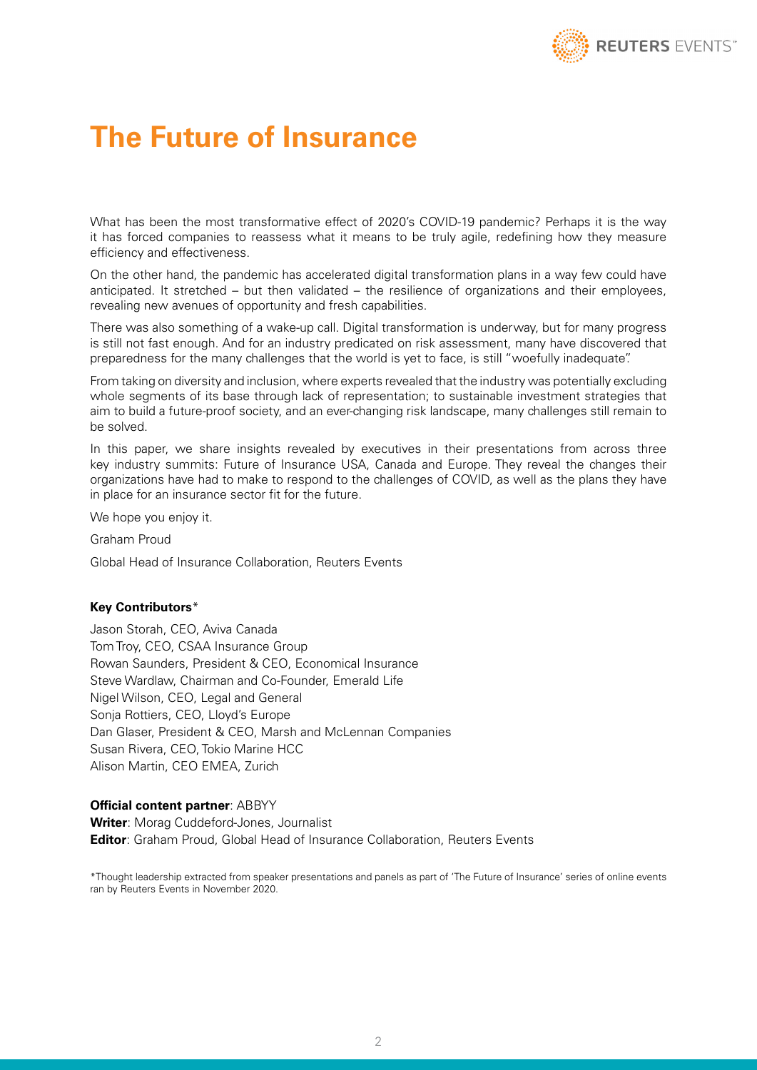# The Future of Insurance

What has been the most transformative effect of 2020's COVID-19 pandemic? Perhaps it is the way it has forced companies to reassess what it means to be truly agile, redefining how they measure efficiency and effectiveness.

On the other hand, the pandemic has accelerated digital transformation plans in a way few could have anticipated. It stretched – but then validated – the resilience of organizations and their employees, revealing new avenues of opportunity and fresh capabilities.

There was also something of a wake-up call. Digital transformation is underway, but for many progress is still not fast enough. And for an industry predicated on risk assessment, many have discovered that preparedness for the many challenges that the world is yet to face, is still "woefully inadequate".

From taking on diversity and inclusion, where experts revealed that the industry was potentially excluding whole segments of its base through lack of representation; to sustainable investment strategies that aim to build a future-proof society, and an ever-changing risk landscape, many challenges still remain to be solved.

In this paper, we share insights revealed by executives in their presentations from across three key industry summits: Future of Insurance USA, Canada and Europe. They reveal the changes their organizations have had to make to respond to the challenges of COVID, as well as the plans they have in place for an insurance sector fit for the future.

We hope you enjoy it.

Graham Proud

Global Head of Insurance Collaboration, Reuters Events

**Key Contributors***

Jason Storah, CEO, Aviva Canada
Tom Troy, CEO, CSAA Insurance Group
Rowan Saunders, President & CEO, Economical Insurance
Steve Wardlaw, Chairman and Co-Founder, Emerald Life
Nigel Wilson, CEO, Legal and General
Sonja Rottiers, CEO, Lloyd's Europe
Dan Glaser, President & CEO, Marsh and McLennan Companies
Susan Rivera, CEO, Tokio Marine HCC
Alison Martin, CEO EMEA, Zurich

**Official content partner**: ABBYY
**Writer**: Morag Cuddeford-Jones, Journalist
**Editor**: Graham Proud, Global Head of Insurance Collaboration, Reuters Events

*Thought leadership extracted from speaker presentations and panels as part of 'The Future of Insurance' series of online events ran by Reuters Events in November 2020.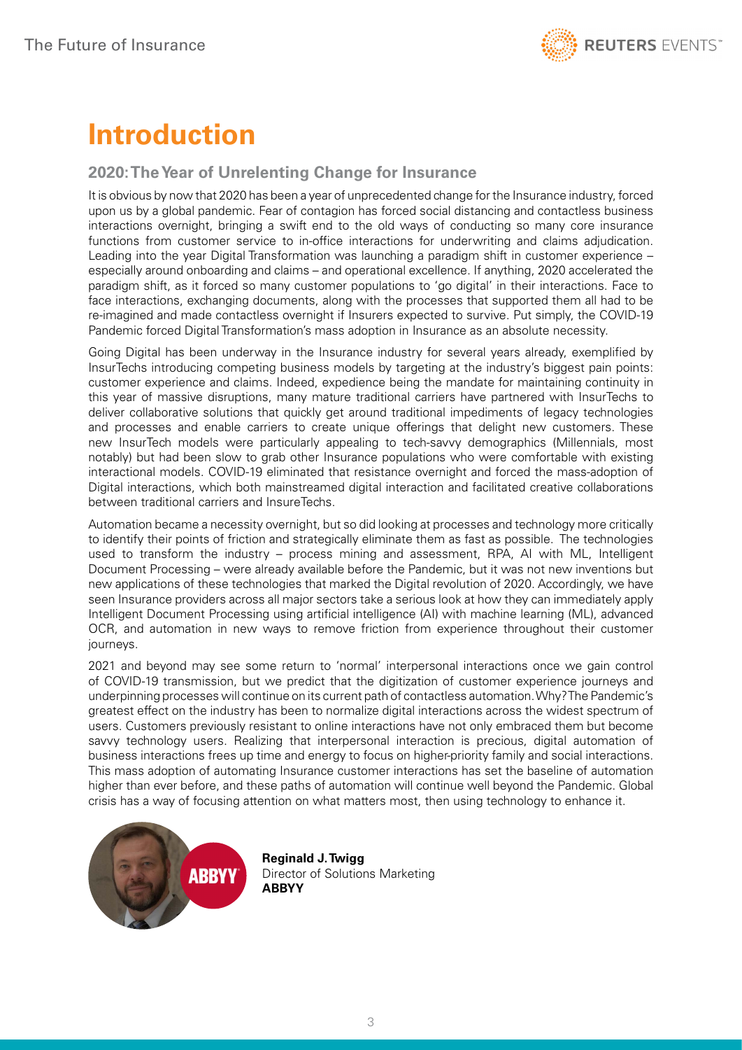# Introduction

## 2020: The Year of Unrelenting Change for Insurance

It is obvious by now that 2020 has been a year of unprecedented change for the Insurance industry, forced upon us by a global pandemic. Fear of contagion has forced social distancing and contactless business interactions overnight, bringing a swift end to the old ways of conducting so many core insurance functions from customer service to in-office interactions for underwriting and claims adjudication. Leading into the year Digital Transformation was launching a paradigm shift in customer experience – especially around onboarding and claims – and operational excellence. If anything, 2020 accelerated the paradigm shift, as it forced so many customer populations to 'go digital' in their interactions. Face to face interactions, exchanging documents, along with the processes that supported them all had to be re-imagined and made contactless overnight if Insurers expected to survive. Put simply, the COVID-19 Pandemic forced Digital Transformation's mass adoption in Insurance as an absolute necessity.

Going Digital has been underway in the Insurance industry for several years already, exemplified by InsurTechs introducing competing business models by targeting at the industry's biggest pain points: customer experience and claims. Indeed, expedience being the mandate for maintaining continuity in this year of massive disruptions, many mature traditional carriers have partnered with InsurTechs to deliver collaborative solutions that quickly get around traditional impediments of legacy technologies and processes and enable carriers to create unique offerings that delight new customers. These new InsurTech models were particularly appealing to tech-savvy demographics (Millennials, most notably) but had been slow to grab other Insurance populations who were comfortable with existing interactional models. COVID-19 eliminated that resistance overnight and forced the mass-adoption of Digital interactions, which both mainstreamed digital interaction and facilitated creative collaborations between traditional carriers and InsureTechs.

Automation became a necessity overnight, but so did looking at processes and technology more critically to identify their points of friction and strategically eliminate them as fast as possible. The technologies used to transform the industry – process mining and assessment, RPA, AI with ML, Intelligent Document Processing – were already available before the Pandemic, but it was not new inventions but new applications of these technologies that marked the Digital revolution of 2020. Accordingly, we have seen Insurance providers across all major sectors take a serious look at how they can immediately apply Intelligent Document Processing using artificial intelligence (AI) with machine learning (ML), advanced OCR, and automation in new ways to remove friction from experience throughout their customer journeys.

2021 and beyond may see some return to 'normal' interpersonal interactions once we gain control of COVID-19 transmission, but we predict that the digitization of customer experience journeys and underpinning processes will continue on its current path of contactless automation. Why? The Pandemic's greatest effect on the industry has been to normalize digital interactions across the widest spectrum of users. Customers previously resistant to online interactions have not only embraced them but become savvy technology users. Realizing that interpersonal interaction is precious, digital automation of business interactions frees up time and energy to focus on higher-priority family and social interactions. This mass adoption of automating Insurance customer interactions has set the baseline of automation higher than ever before, and these paths of automation will continue well beyond the Pandemic. Global crisis has a way of focusing attention on what matters most, then using technology to enhance it.

**Reginald J. Twigg**
Director of Solutions Marketing
**ABBYY**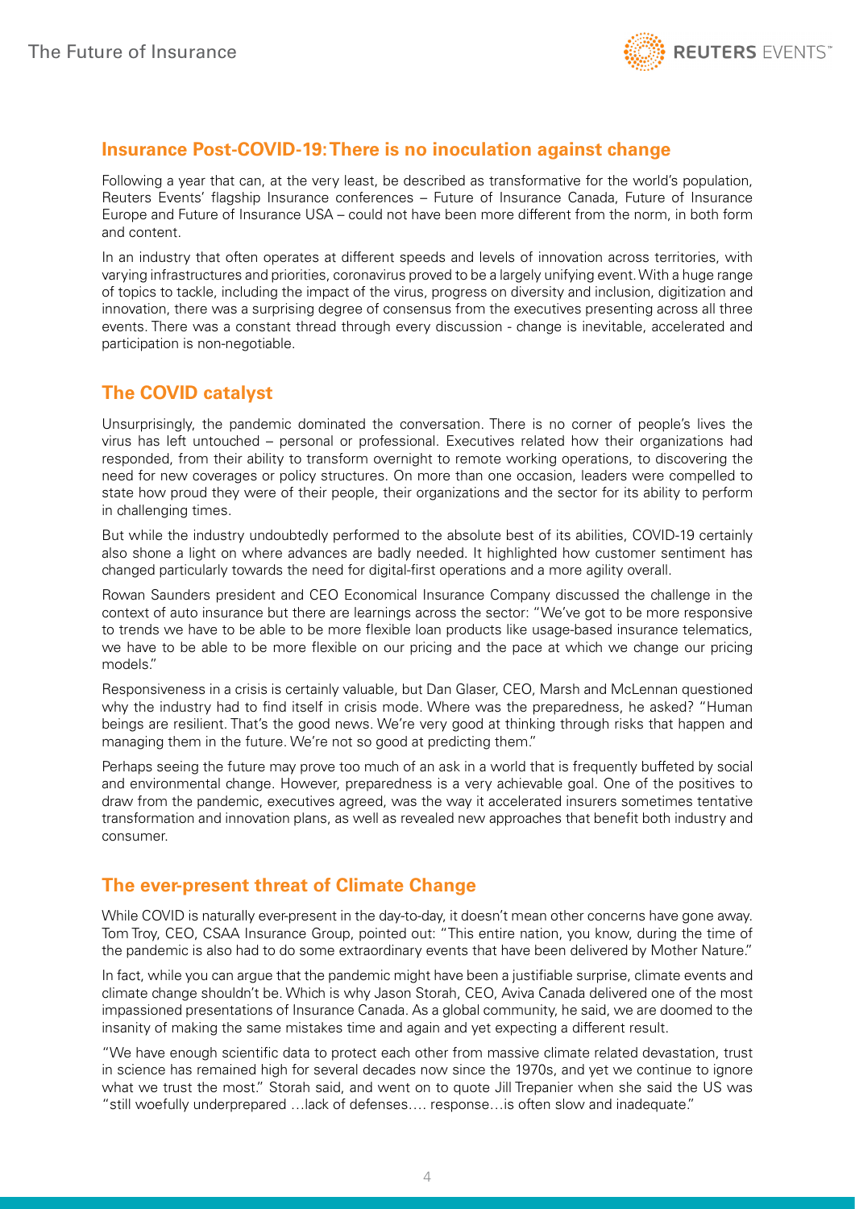## Insurance Post-COVID-19: There is no inoculation against change

Following a year that can, at the very least, be described as transformative for the world's population, Reuters Events' flagship Insurance conferences – Future of Insurance Canada, Future of Insurance Europe and Future of Insurance USA – could not have been more different from the norm, in both form and content.

In an industry that often operates at different speeds and levels of innovation across territories, with varying infrastructures and priorities, coronavirus proved to be a largely unifying event. With a huge range of topics to tackle, including the impact of the virus, progress on diversity and inclusion, digitization and innovation, there was a surprising degree of consensus from the executives presenting across all three events. There was a constant thread through every discussion - change is inevitable, accelerated and participation is non-negotiable.

## The COVID catalyst

Unsurprisingly, the pandemic dominated the conversation. There is no corner of people's lives the virus has left untouched – personal or professional. Executives related how their organizations had responded, from their ability to transform overnight to remote working operations, to discovering the need for new coverages or policy structures. On more than one occasion, leaders were compelled to state how proud they were of their people, their organizations and the sector for its ability to perform in challenging times.

But while the industry undoubtedly performed to the absolute best of its abilities, COVID-19 certainly also shone a light on where advances are badly needed. It highlighted how customer sentiment has changed particularly towards the need for digital-first operations and a more agility overall.

Rowan Saunders president and CEO Economical Insurance Company discussed the challenge in the context of auto insurance but there are learnings across the sector: "We've got to be more responsive to trends we have to be able to be more flexible loan products like usage-based insurance telematics, we have to be able to be more flexible on our pricing and the pace at which we change our pricing models."

Responsiveness in a crisis is certainly valuable, but Dan Glaser, CEO, Marsh and McLennan questioned why the industry had to find itself in crisis mode. Where was the preparedness, he asked? "Human beings are resilient. That's the good news. We're very good at thinking through risks that happen and managing them in the future. We're not so good at predicting them."

Perhaps seeing the future may prove too much of an ask in a world that is frequently buffeted by social and environmental change. However, preparedness is a very achievable goal. One of the positives to draw from the pandemic, executives agreed, was the way it accelerated insurers sometimes tentative transformation and innovation plans, as well as revealed new approaches that benefit both industry and consumer.

## The ever-present threat of Climate Change

While COVID is naturally ever-present in the day-to-day, it doesn't mean other concerns have gone away. Tom Troy, CEO, CSAA Insurance Group, pointed out: "This entire nation, you know, during the time of the pandemic is also had to do some extraordinary events that have been delivered by Mother Nature."

In fact, while you can argue that the pandemic might have been a justifiable surprise, climate events and climate change shouldn't be. Which is why Jason Storah, CEO, Aviva Canada delivered one of the most impassioned presentations of Insurance Canada. As a global community, he said, we are doomed to the insanity of making the same mistakes time and again and yet expecting a different result.

"We have enough scientific data to protect each other from massive climate related devastation, trust in science has remained high for several decades now since the 1970s, and yet we continue to ignore what we trust the most." Storah said, and went on to quote Jill Trepanier when she said the US was "still woefully underprepared …lack of defenses…. response…is often slow and inadequate."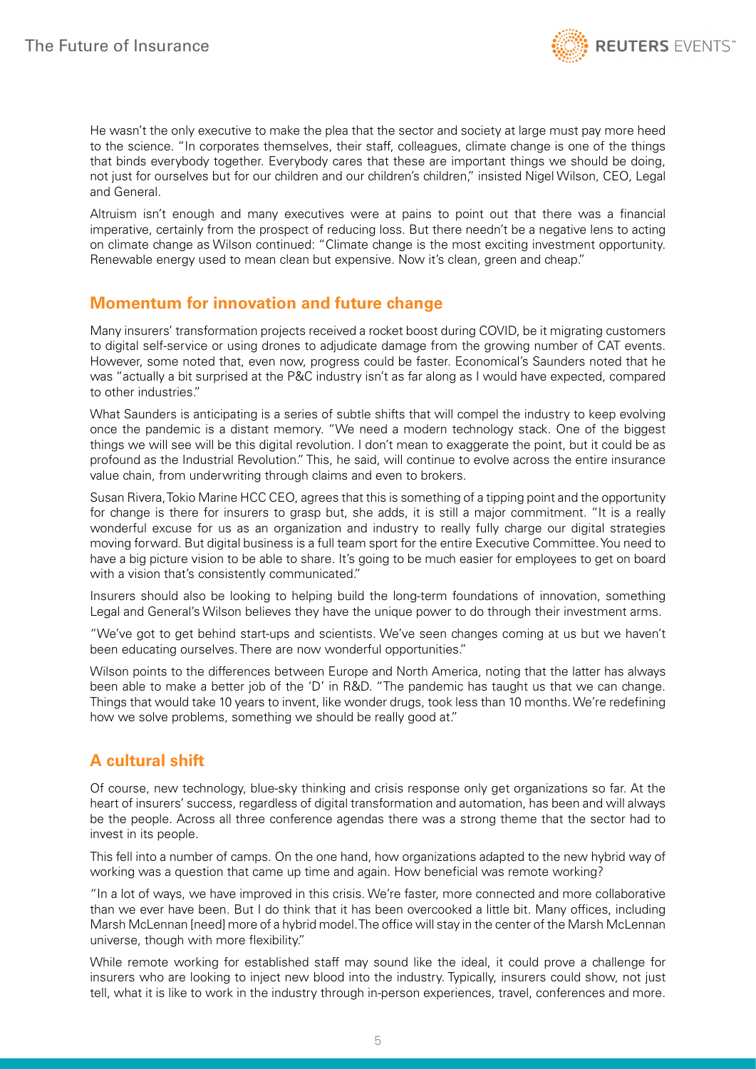He wasn't the only executive to make the plea that the sector and society at large must pay more heed to the science. "In corporates themselves, their staff, colleagues, climate change is one of the things that binds everybody together. Everybody cares that these are important things we should be doing, not just for ourselves but for our children and our children's children," insisted Nigel Wilson, CEO, Legal and General.

Altruism isn't enough and many executives were at pains to point out that there was a financial imperative, certainly from the prospect of reducing loss. But there needn't be a negative lens to acting on climate change as Wilson continued: "Climate change is the most exciting investment opportunity. Renewable energy used to mean clean but expensive. Now it's clean, green and cheap."

## Momentum for innovation and future change

Many insurers' transformation projects received a rocket boost during COVID, be it migrating customers to digital self-service or using drones to adjudicate damage from the growing number of CAT events. However, some noted that, even now, progress could be faster. Economical's Saunders noted that he was "actually a bit surprised at the P&C industry isn't as far along as I would have expected, compared to other industries."

What Saunders is anticipating is a series of subtle shifts that will compel the industry to keep evolving once the pandemic is a distant memory. "We need a modern technology stack. One of the biggest things we will see will be this digital revolution. I don't mean to exaggerate the point, but it could be as profound as the Industrial Revolution." This, he said, will continue to evolve across the entire insurance value chain, from underwriting through claims and even to brokers.

Susan Rivera, Tokio Marine HCC CEO, agrees that this is something of a tipping point and the opportunity for change is there for insurers to grasp but, she adds, it is still a major commitment. "It is a really wonderful excuse for us as an organization and industry to really fully charge our digital strategies moving forward. But digital business is a full team sport for the entire Executive Committee. You need to have a big picture vision to be able to share. It's going to be much easier for employees to get on board with a vision that's consistently communicated."

Insurers should also be looking to helping build the long-term foundations of innovation, something Legal and General's Wilson believes they have the unique power to do through their investment arms.

"We've got to get behind start-ups and scientists. We've seen changes coming at us but we haven't been educating ourselves. There are now wonderful opportunities."

Wilson points to the differences between Europe and North America, noting that the latter has always been able to make a better job of the 'D' in R&D. "The pandemic has taught us that we can change. Things that would take 10 years to invent, like wonder drugs, took less than 10 months. We're redefining how we solve problems, something we should be really good at."

## A cultural shift

Of course, new technology, blue-sky thinking and crisis response only get organizations so far. At the heart of insurers' success, regardless of digital transformation and automation, has been and will always be the people. Across all three conference agendas there was a strong theme that the sector had to invest in its people.

This fell into a number of camps. On the one hand, how organizations adapted to the new hybrid way of working was a question that came up time and again. How beneficial was remote working?

"In a lot of ways, we have improved in this crisis. We're faster, more connected and more collaborative than we ever have been. But I do think that it has been overcooked a little bit. Many offices, including Marsh McLennan [need] more of a hybrid model. The office will stay in the center of the Marsh McLennan universe, though with more flexibility."

While remote working for established staff may sound like the ideal, it could prove a challenge for insurers who are looking to inject new blood into the industry. Typically, insurers could show, not just tell, what it is like to work in the industry through in-person experiences, travel, conferences and more.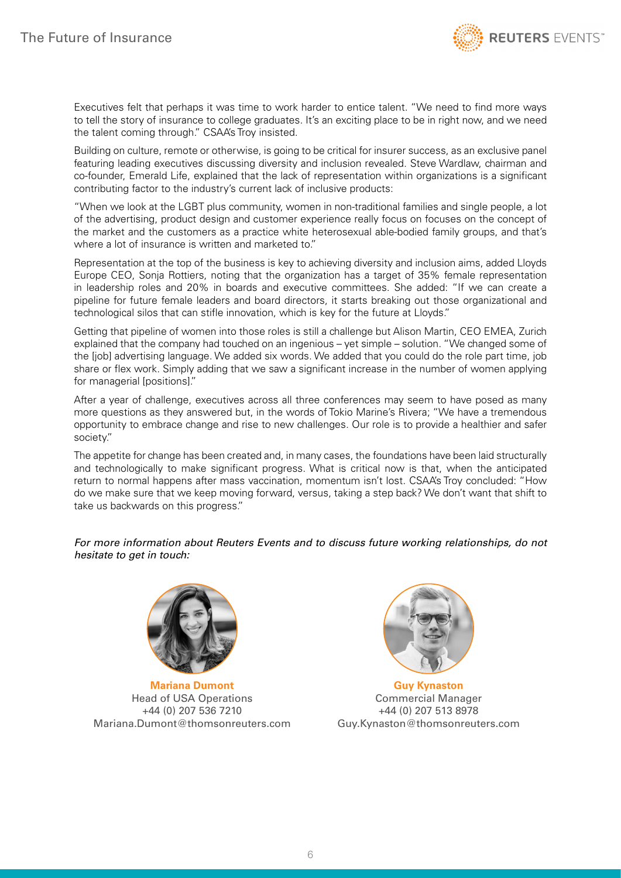Executives felt that perhaps it was time to work harder to entice talent. "We need to find more ways to tell the story of insurance to college graduates. It's an exciting place to be in right now, and we need the talent coming through." CSAA's Troy insisted.

Building on culture, remote or otherwise, is going to be critical for insurer success, as an exclusive panel featuring leading executives discussing diversity and inclusion revealed. Steve Wardlaw, chairman and co-founder, Emerald Life, explained that the lack of representation within organizations is a significant contributing factor to the industry's current lack of inclusive products:

"When we look at the LGBT plus community, women in non-traditional families and single people, a lot of the advertising, product design and customer experience really focus on focuses on the concept of the market and the customers as a practice white heterosexual able-bodied family groups, and that's where a lot of insurance is written and marketed to."

Representation at the top of the business is key to achieving diversity and inclusion aims, added Lloyds Europe CEO, Sonja Rottiers, noting that the organization has a target of 35% female representation in leadership roles and 20% in boards and executive committees. She added: "If we can create a pipeline for future female leaders and board directors, it starts breaking out those organizational and technological silos that can stifle innovation, which is key for the future at Lloyds."

Getting that pipeline of women into those roles is still a challenge but Alison Martin, CEO EMEA, Zurich explained that the company had touched on an ingenious – yet simple – solution. "We changed some of the [job] advertising language. We added six words. We added that you could do the role part time, job share or flex work. Simply adding that we saw a significant increase in the number of women applying for managerial [positions]."

After a year of challenge, executives across all three conferences may seem to have posed as many more questions as they answered but, in the words of Tokio Marine's Rivera; "We have a tremendous opportunity to embrace change and rise to new challenges. Our role is to provide a healthier and safer society."

The appetite for change has been created and, in many cases, the foundations have been laid structurally and technologically to make significant progress. What is critical now is that, when the anticipated return to normal happens after mass vaccination, momentum isn't lost. CSAA's Troy concluded: "How do we make sure that we keep moving forward, versus, taking a step back? We don't want that shift to take us backwards on this progress."

*For more information about Reuters Events and to discuss future working relationships, do not hesitate to get in touch:*

**Mariana Dumont**
Head of USA Operations
+44 (0) 207 536 7210
Mariana.Dumont@thomsonreuters.com

**Guy Kynaston**
Commercial Manager
+44 (0) 207 513 8978
Guy.Kynaston@thomsonreuters.com